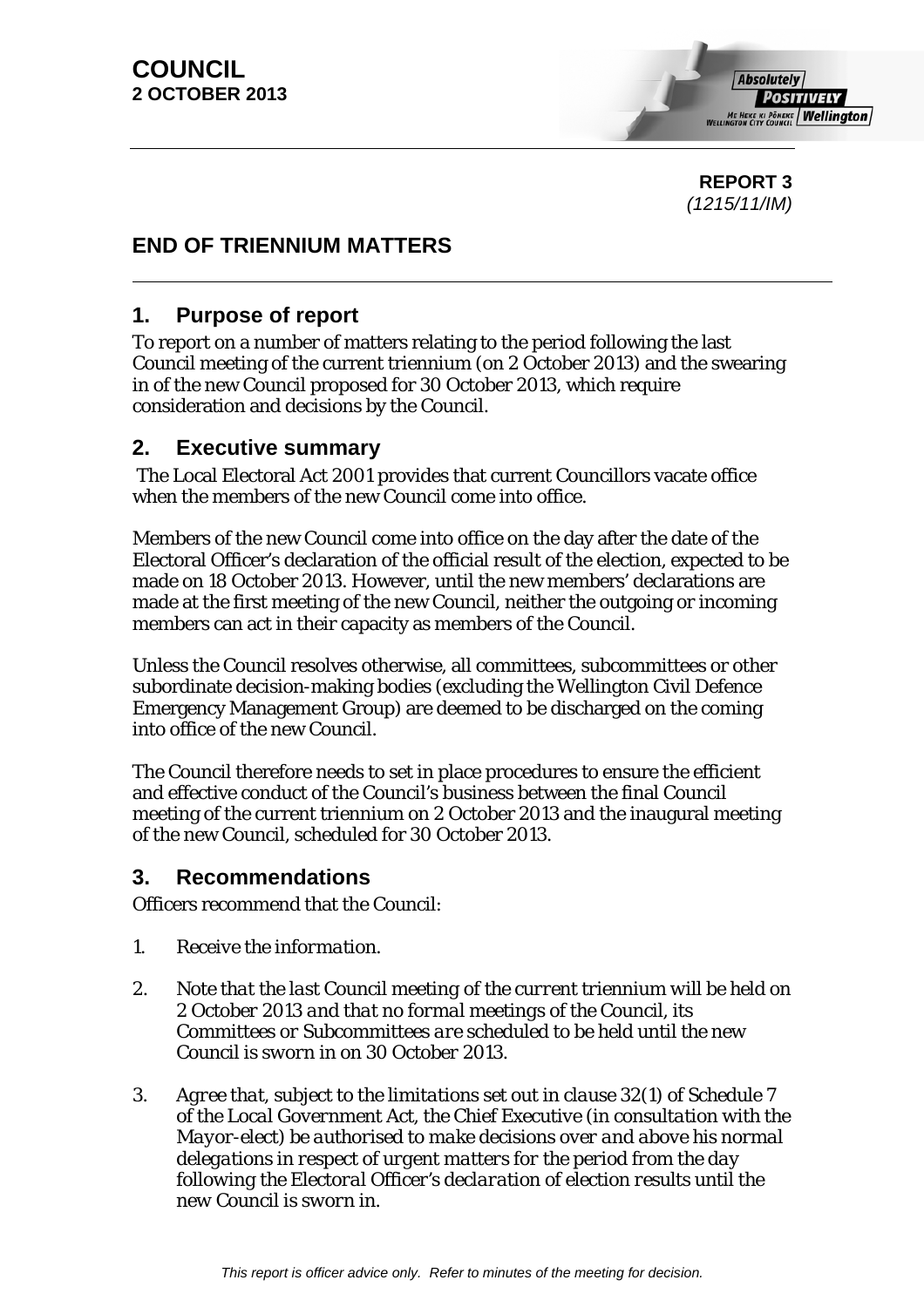**COUNCIL**
**2 OCTOBER 2013**

**REPORT 3**
*(1215/11/IM)*

# END OF TRIENNIUM MATTERS

## 1. Purpose of report

To report on a number of matters relating to the period following the last Council meeting of the current triennium (on 2 October 2013) and the swearing in of the new Council proposed for 30 October 2013, which require consideration and decisions by the Council.

## 2. Executive summary

The Local Electoral Act 2001 provides that current Councillors vacate office when the members of the new Council come into office.

Members of the new Council come into office on the day after the date of the Electoral Officer's declaration of the official result of the election, expected to be made on 18 October 2013. However, until the new members' declarations are made at the first meeting of the new Council, neither the outgoing or incoming members can act in their capacity as members of the Council.

Unless the Council resolves otherwise, all committees, subcommittees or other subordinate decision-making bodies (excluding the Wellington Civil Defence Emergency Management Group) are deemed to be discharged on the coming into office of the new Council.

The Council therefore needs to set in place procedures to ensure the efficient and effective conduct of the Council's business between the final Council meeting of the current triennium on 2 October 2013 and the inaugural meeting of the new Council, scheduled for 30 October 2013.

## 3. Recommendations

Officers recommend that the Council:

1. *Receive the information.*

2. *Note that the last Council meeting of the current triennium will be held on 2 October 2013 and that no formal meetings of the Council, its Committees or Subcommittees are scheduled to be held until the new Council is sworn in on 30 October 2013.*

3. *Agree that, subject to the limitations set out in clause 32(1) of Schedule 7 of the Local Government Act, the Chief Executive (in consultation with the Mayor-elect) be authorised to make decisions over and above his normal delegations in respect of urgent matters for the period from the day following the Electoral Officer's declaration of election results until the new Council is sworn in.*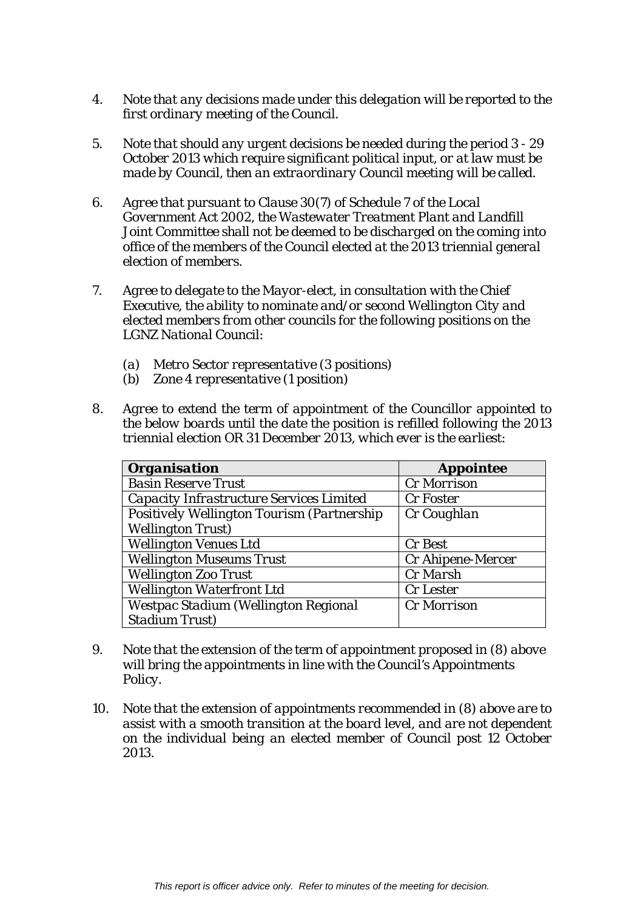4. *Note that any decisions made under this delegation will be reported to the first ordinary meeting of the Council.*

5. *Note that should any urgent decisions be needed during the period 3 - 29 October 2013 which require significant political input, or at law must be made by Council, then an extraordinary Council meeting will be called.*

6. *Agree that pursuant to Clause 30(7) of Schedule 7 of the Local Government Act 2002, the Wastewater Treatment Plant and Landfill Joint Committee shall not be deemed to be discharged on the coming into office of the members of the Council elected at the 2013 triennial general election of members.*

7. *Agree to delegate to the Mayor-elect, in consultation with the Chief Executive, the ability to nominate and/or second Wellington City and elected members from other councils for the following positions on the LGNZ National Council:*

   (a) *Metro Sector representative (3 positions)*
   (b) *Zone 4 representative (1 position)*

8. *Agree to extend the term of appointment of the Councillor appointed to the below boards until the date the position is refilled following the 2013 triennial election OR 31 December 2013, which ever is the earliest:*

| ***Organisation*** | ***Appointee*** |
| --- | --- |
| *Basin Reserve Trust* | *Cr Morrison* |
| *Capacity Infrastructure Services Limited* | *Cr Foster* |
| *Positively Wellington Tourism (Partnership Wellington Trust)* | *Cr Coughlan* |
| *Wellington Venues Ltd* | *Cr Best* |
| *Wellington Museums Trust* | *Cr Ahipene-Mercer* |
| *Wellington Zoo Trust* | *Cr Marsh* |
| *Wellington Waterfront Ltd* | *Cr Lester* |
| *Westpac Stadium (Wellington Regional Stadium Trust)* | *Cr Morrison* |

9. *Note that the extension of the term of appointment proposed in (8) above will bring the appointments in line with the Council's Appointments Policy.*

10. *Note that the extension of appointments recommended in (8) above are to assist with a smooth transition at the board level, and are not dependent on the individual being an elected member of Council post 12 October 2013.*

*This report is officer advice only. Refer to minutes of the meeting for decision.*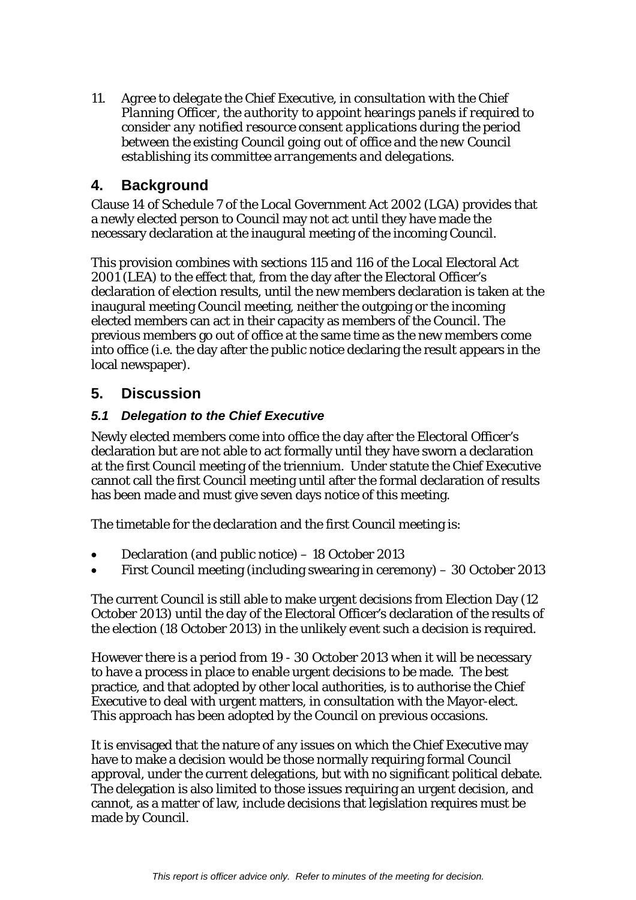11. *Agree to delegate the Chief Executive, in consultation with the Chief Planning Officer, the authority to appoint hearings panels if required to consider any notified resource consent applications during the period between the existing Council going out of office and the new Council establishing its committee arrangements and delegations.*

## 4. Background

Clause 14 of Schedule 7 of the Local Government Act 2002 (LGA) provides that a newly elected person to Council may not act until they have made the necessary declaration at the inaugural meeting of the incoming Council.

This provision combines with sections 115 and 116 of the Local Electoral Act 2001 (LEA) to the effect that, from the day after the Electoral Officer's declaration of election results, until the new members declaration is taken at the inaugural meeting Council meeting, neither the outgoing or the incoming elected members can act in their capacity as members of the Council. The previous members go out of office at the same time as the new members come into office (i.e. the day after the public notice declaring the result appears in the local newspaper).

## 5. Discussion

### *5.1 Delegation to the Chief Executive*

Newly elected members come into office the day after the Electoral Officer's declaration but are not able to act formally until they have sworn a declaration at the first Council meeting of the triennium. Under statute the Chief Executive cannot call the first Council meeting until after the formal declaration of results has been made and must give seven days notice of this meeting.

The timetable for the declaration and the first Council meeting is:

- Declaration (and public notice) – 18 October 2013
- First Council meeting (including swearing in ceremony) – 30 October 2013

The current Council is still able to make urgent decisions from Election Day (12 October 2013) until the day of the Electoral Officer's declaration of the results of the election (18 October 2013) in the unlikely event such a decision is required.

However there is a period from 19 - 30 October 2013 when it will be necessary to have a process in place to enable urgent decisions to be made. The best practice, and that adopted by other local authorities, is to authorise the Chief Executive to deal with urgent matters, in consultation with the Mayor-elect. This approach has been adopted by the Council on previous occasions.

It is envisaged that the nature of any issues on which the Chief Executive may have to make a decision would be those normally requiring formal Council approval, under the current delegations, but with no significant political debate. The delegation is also limited to those issues requiring an urgent decision, and cannot, as a matter of law, include decisions that legislation requires must be made by Council.

*This report is officer advice only. Refer to minutes of the meeting for decision.*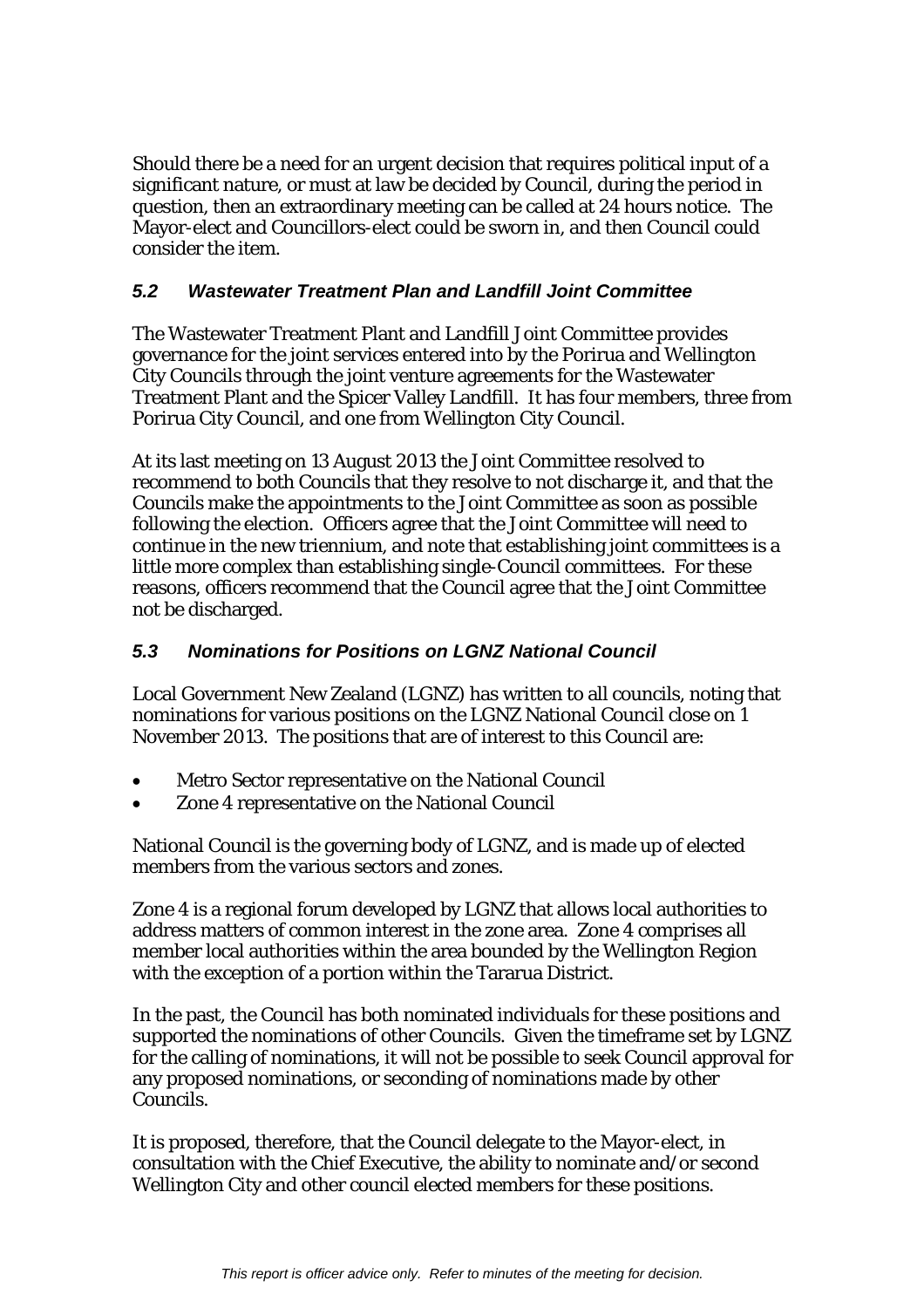Should there be a need for an urgent decision that requires political input of a significant nature, or must at law be decided by Council, during the period in question, then an extraordinary meeting can be called at 24 hours notice. The Mayor-elect and Councillors-elect could be sworn in, and then Council could consider the item.

### *5.2 Wastewater Treatment Plan and Landfill Joint Committee*

The Wastewater Treatment Plant and Landfill Joint Committee provides governance for the joint services entered into by the Porirua and Wellington City Councils through the joint venture agreements for the Wastewater Treatment Plant and the Spicer Valley Landfill. It has four members, three from Porirua City Council, and one from Wellington City Council.

At its last meeting on 13 August 2013 the Joint Committee resolved to recommend to both Councils that they resolve to not discharge it, and that the Councils make the appointments to the Joint Committee as soon as possible following the election. Officers agree that the Joint Committee will need to continue in the new triennium, and note that establishing joint committees is a little more complex than establishing single-Council committees. For these reasons, officers recommend that the Council agree that the Joint Committee not be discharged.

### *5.3 Nominations for Positions on LGNZ National Council*

Local Government New Zealand (LGNZ) has written to all councils, noting that nominations for various positions on the LGNZ National Council close on 1 November 2013. The positions that are of interest to this Council are:

- Metro Sector representative on the National Council
- Zone 4 representative on the National Council

National Council is the governing body of LGNZ, and is made up of elected members from the various sectors and zones.

Zone 4 is a regional forum developed by LGNZ that allows local authorities to address matters of common interest in the zone area. Zone 4 comprises all member local authorities within the area bounded by the Wellington Region with the exception of a portion within the Tararua District.

In the past, the Council has both nominated individuals for these positions and supported the nominations of other Councils. Given the timeframe set by LGNZ for the calling of nominations, it will not be possible to seek Council approval for any proposed nominations, or seconding of nominations made by other Councils.

It is proposed, therefore, that the Council delegate to the Mayor-elect, in consultation with the Chief Executive, the ability to nominate and/or second Wellington City and other council elected members for these positions.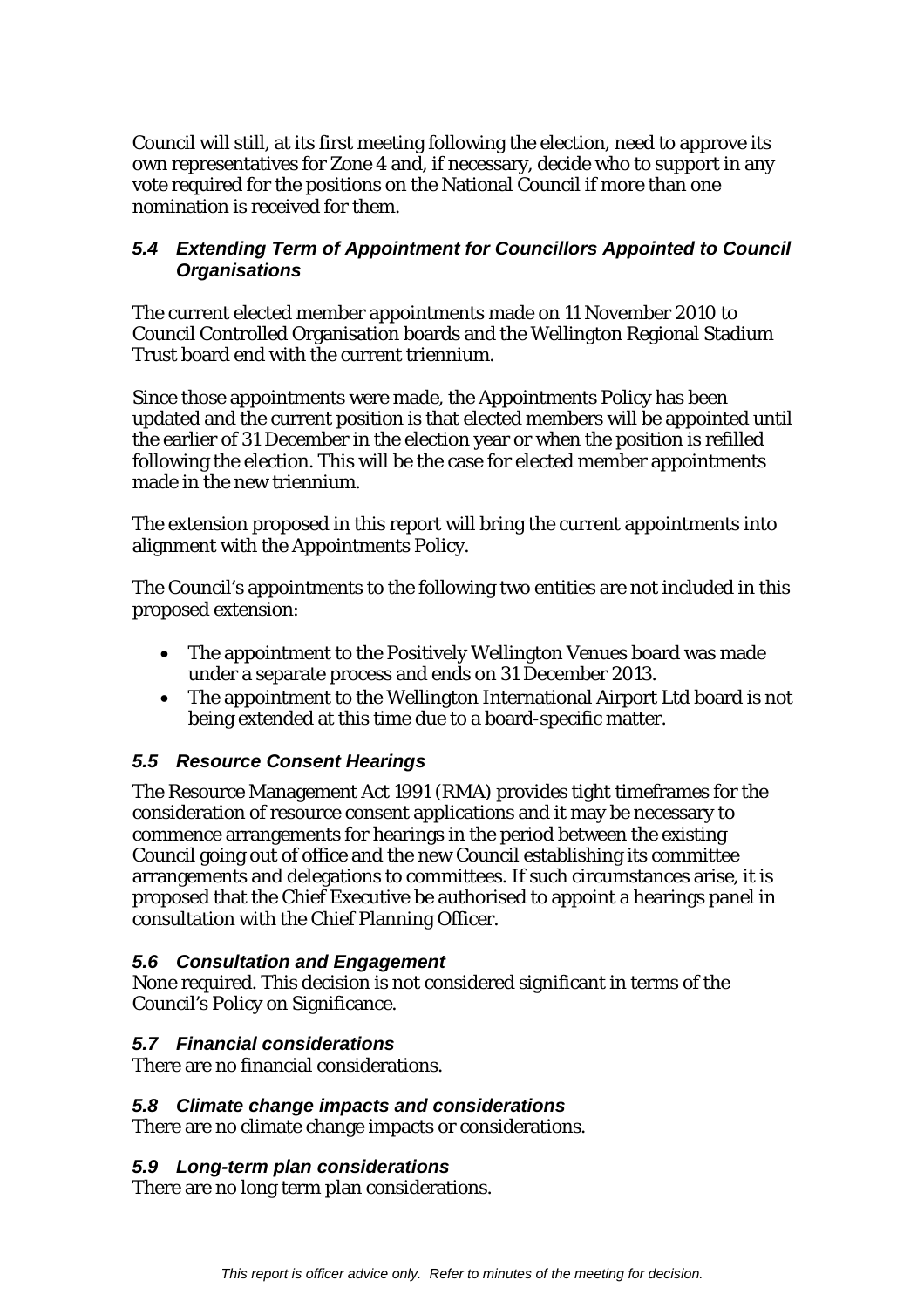Council will still, at its first meeting following the election, need to approve its own representatives for Zone 4 and, if necessary, decide who to support in any vote required for the positions on the National Council if more than one nomination is received for them.

### *5.4 Extending Term of Appointment for Councillors Appointed to Council Organisations*

The current elected member appointments made on 11 November 2010 to Council Controlled Organisation boards and the Wellington Regional Stadium Trust board end with the current triennium.

Since those appointments were made, the Appointments Policy has been updated and the current position is that elected members will be appointed until the earlier of 31 December in the election year or when the position is refilled following the election. This will be the case for elected member appointments made in the new triennium.

The extension proposed in this report will bring the current appointments into alignment with the Appointments Policy.

The Council's appointments to the following two entities are not included in this proposed extension:

- The appointment to the Positively Wellington Venues board was made under a separate process and ends on 31 December 2013.
- The appointment to the Wellington International Airport Ltd board is not being extended at this time due to a board-specific matter.

### *5.5 Resource Consent Hearings*

The Resource Management Act 1991 (RMA) provides tight timeframes for the consideration of resource consent applications and it may be necessary to commence arrangements for hearings in the period between the existing Council going out of office and the new Council establishing its committee arrangements and delegations to committees. If such circumstances arise, it is proposed that the Chief Executive be authorised to appoint a hearings panel in consultation with the Chief Planning Officer.

### *5.6 Consultation and Engagement*

None required. This decision is not considered significant in terms of the Council's Policy on Significance.

### *5.7 Financial considerations*

There are no financial considerations.

### *5.8 Climate change impacts and considerations*

There are no climate change impacts or considerations.

### *5.9 Long-term plan considerations*

There are no long term plan considerations.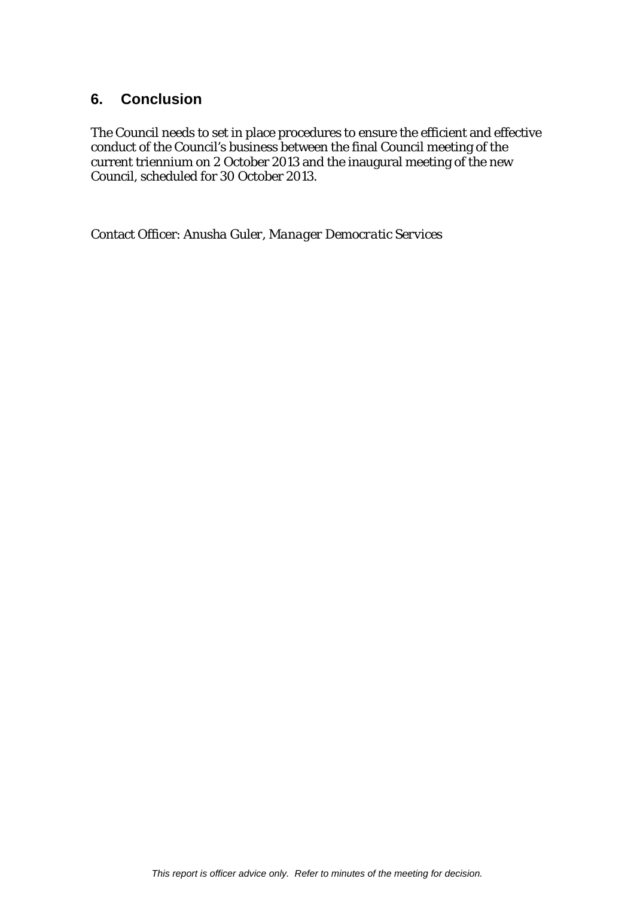## 6. Conclusion

The Council needs to set in place procedures to ensure the efficient and effective conduct of the Council's business between the final Council meeting of the current triennium on 2 October 2013 and the inaugural meeting of the new Council, scheduled for 30 October 2013.

Contact Officer: Anusha Guler, *Manager Democratic Services*

*This report is officer advice only. Refer to minutes of the meeting for decision.*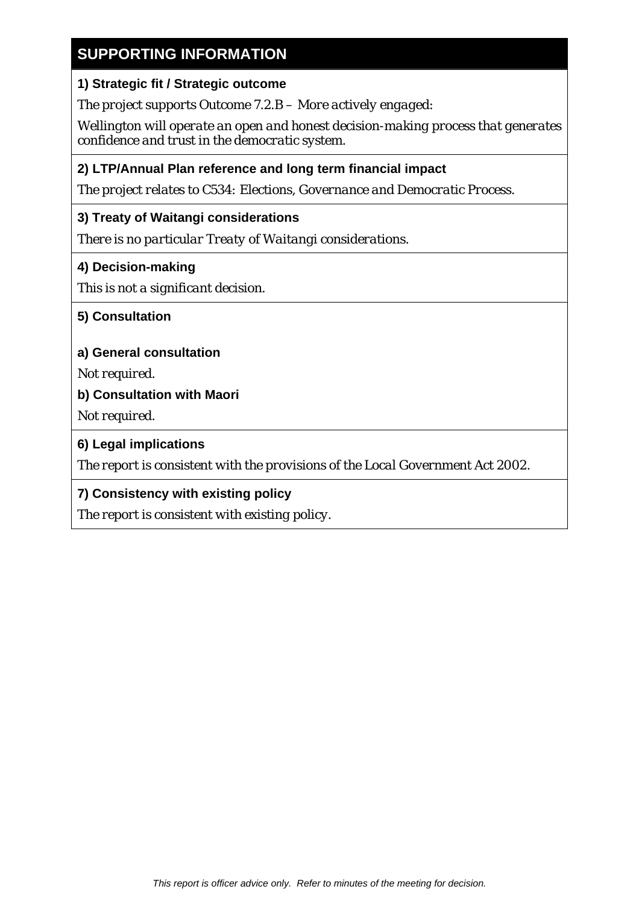## SUPPORTING INFORMATION

**1) Strategic fit / Strategic outcome**

*The project supports Outcome 7.2.B – More actively engaged:*

*Wellington will operate an open and honest decision-making process that generates confidence and trust in the democratic system.*

**2) LTP/Annual Plan reference and long term financial impact**

*The project relates to C534: Elections, Governance and Democratic Process.*

**3) Treaty of Waitangi considerations**

*There is no particular Treaty of Waitangi considerations.*

**4) Decision-making**

*This is not a significant decision.*

**5) Consultation**

**a) General consultation**

*Not required.*

**b) Consultation with Maori**

*Not required.*

**6) Legal implications**

*The report is consistent with the provisions of the Local Government Act 2002.*

**7) Consistency with existing policy**

*The report is consistent with existing policy.*

*This report is officer advice only. Refer to minutes of the meeting for decision.*